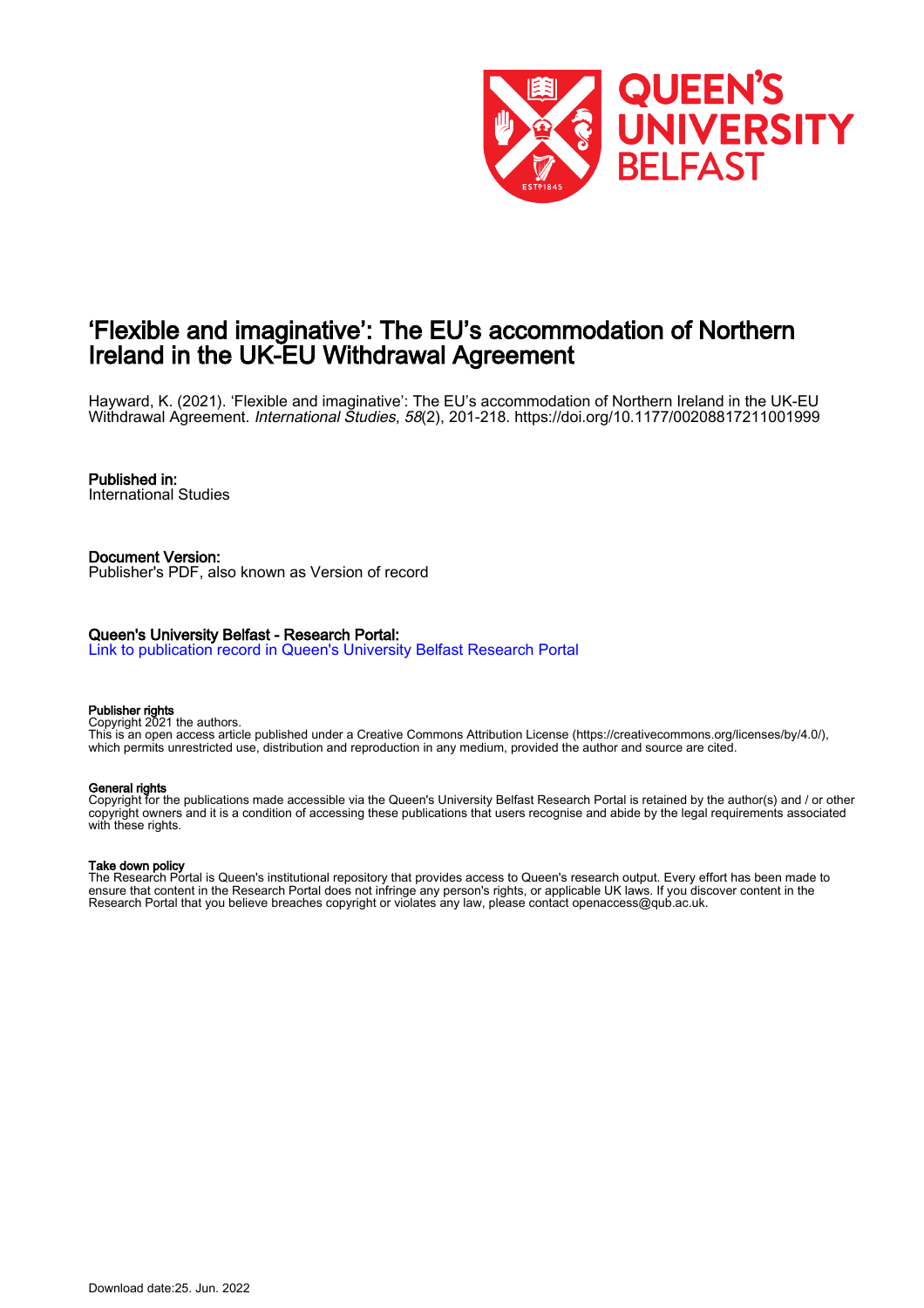# ‘Flexible and imaginative’: The EU’s accommodation of Northern Ireland in the UK-EU Withdrawal Agreement

Hayward, K. (2021). ‘Flexible and imaginative’: The EU’s accommodation of Northern Ireland in the UK-EU Withdrawal Agreement. *International Studies*, *58*(2), 201-218. https://doi.org/10.1177/00208817211001999

**Published in:**
International Studies

**Document Version:**
Publisher's PDF, also known as Version of record

**Queen's University Belfast - Research Portal:**
Link to publication record in Queen's University Belfast Research Portal

**Publisher rights**
Copyright 2021 the authors.
This is an open access article published under a Creative Commons Attribution License (https://creativecommons.org/licenses/by/4.0/), which permits unrestricted use, distribution and reproduction in any medium, provided the author and source are cited.

**General rights**
Copyright for the publications made accessible via the Queen's University Belfast Research Portal is retained by the author(s) and / or other copyright owners and it is a condition of accessing these publications that users recognise and abide by the legal requirements associated with these rights.

**Take down policy**
The Research Portal is Queen's institutional repository that provides access to Queen's research output. Every effort has been made to ensure that content in the Research Portal does not infringe any person's rights, or applicable UK laws. If you discover content in the Research Portal that you believe breaches copyright or violates any law, please contact openaccess@qub.ac.uk.

Download date:25. Jun. 2022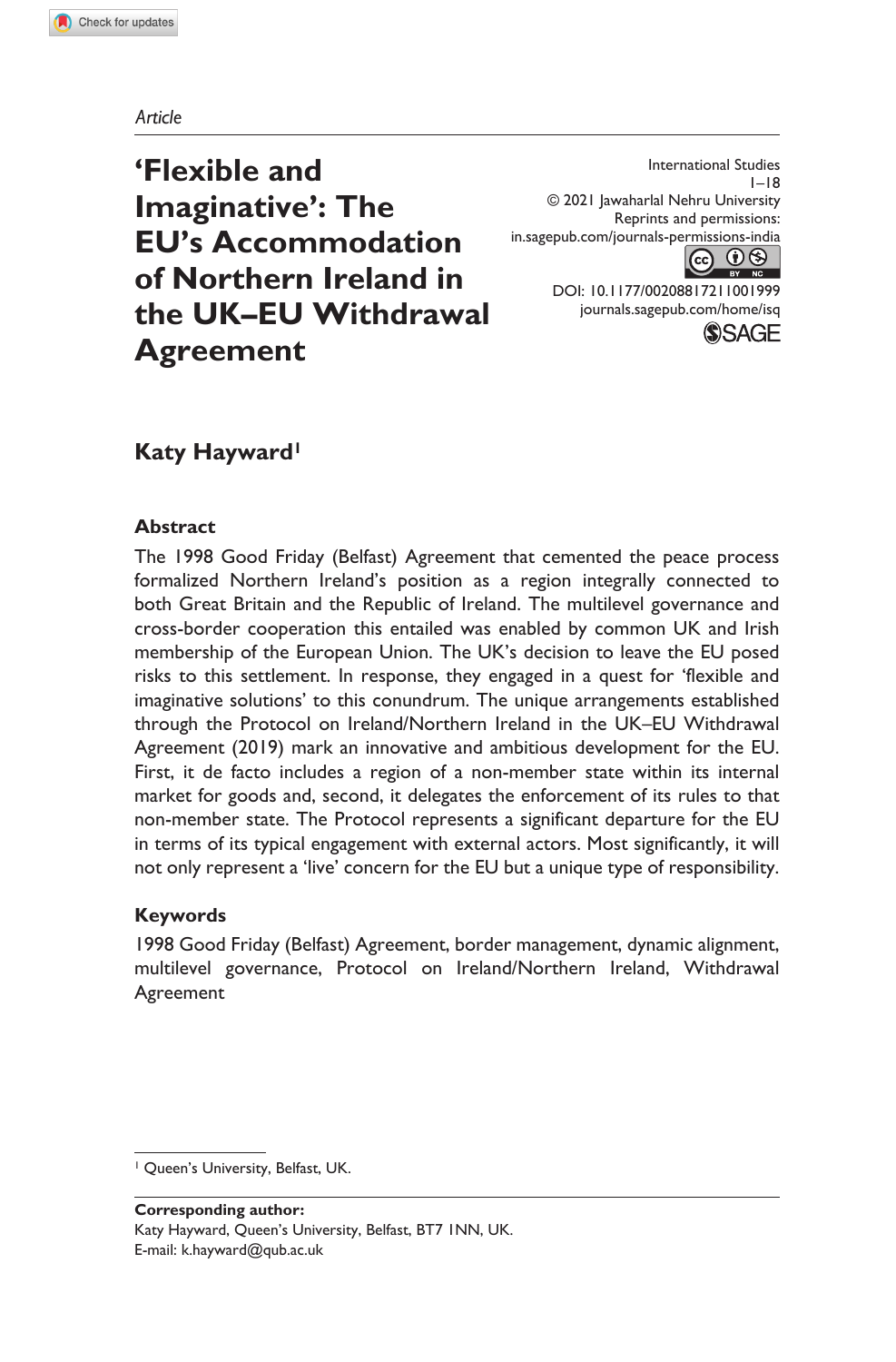*Article*

# 'Flexible and Imaginative': The EU's Accommodation of Northern Ireland in the UK–EU Withdrawal Agreement

International Studies
1–18
© 2021 Jawaharlal Nehru University
Reprints and permissions:
in.sagepub.com/journals-permissions-india
DOI: 10.1177/0020881721 1001999
journals.sagepub.com/home/isq

**Katy Hayward**[1]

## Abstract

The 1998 Good Friday (Belfast) Agreement that cemented the peace process formalized Northern Ireland's position as a region integrally connected to both Great Britain and the Republic of Ireland. The multilevel governance and cross-border cooperation this entailed was enabled by common UK and Irish membership of the European Union. The UK's decision to leave the EU posed risks to this settlement. In response, they engaged in a quest for 'flexible and imaginative solutions' to this conundrum. The unique arrangements established through the Protocol on Ireland/Northern Ireland in the UK–EU Withdrawal Agreement (2019) mark an innovative and ambitious development for the EU. First, it de facto includes a region of a non-member state within its internal market for goods and, second, it delegates the enforcement of its rules to that non-member state. The Protocol represents a significant departure for the EU in terms of its typical engagement with external actors. Most significantly, it will not only represent a 'live' concern for the EU but a unique type of responsibility.

## Keywords

1998 Good Friday (Belfast) Agreement, border management, dynamic alignment, multilevel governance, Protocol on Ireland/Northern Ireland, Withdrawal Agreement

---

[1] Queen's University, Belfast, UK.

**Corresponding author:**
Katy Hayward, Queen's University, Belfast, BT7 1NN, UK.
E-mail: k.hayward@qub.ac.uk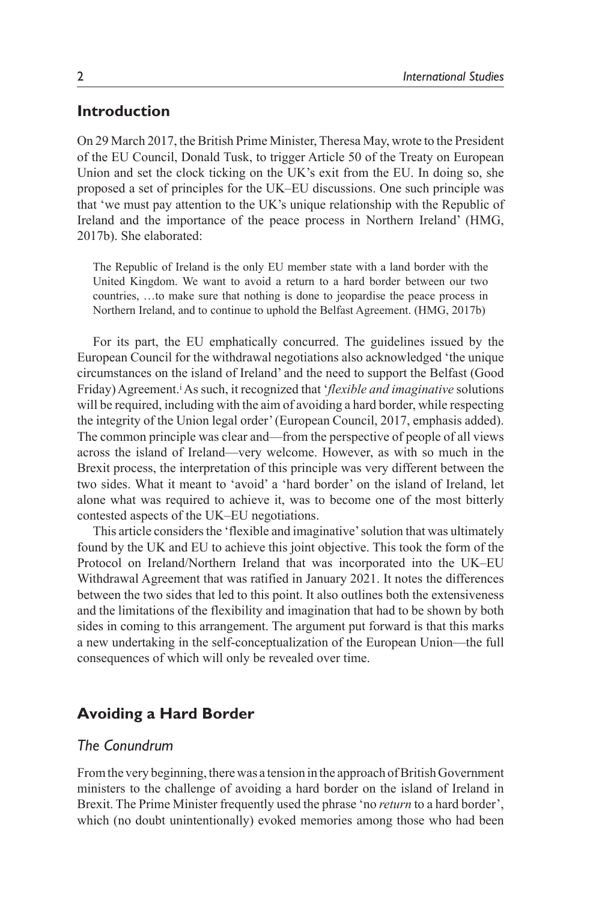## Introduction

On 29 March 2017, the British Prime Minister, Theresa May, wrote to the President of the EU Council, Donald Tusk, to trigger Article 50 of the Treaty on European Union and set the clock ticking on the UK's exit from the EU. In doing so, she proposed a set of principles for the UK–EU discussions. One such principle was that 'we must pay attention to the UK's unique relationship with the Republic of Ireland and the importance of the peace process in Northern Ireland' (HMG, 2017b). She elaborated:

> The Republic of Ireland is the only EU member state with a land border with the United Kingdom. We want to avoid a return to a hard border between our two countries, …to make sure that nothing is done to jeopardise the peace process in Northern Ireland, and to continue to uphold the Belfast Agreement. (HMG, 2017b)

For its part, the EU emphatically concurred. The guidelines issued by the European Council for the withdrawal negotiations also acknowledged 'the unique circumstances on the island of Ireland' and the need to support the Belfast (Good Friday) Agreement.[i] As such, it recognized that '*flexible and imaginative* solutions will be required, including with the aim of avoiding a hard border, while respecting the integrity of the Union legal order' (European Council, 2017, emphasis added). The common principle was clear and—from the perspective of people of all views across the island of Ireland—very welcome. However, as with so much in the Brexit process, the interpretation of this principle was very different between the two sides. What it meant to 'avoid' a 'hard border' on the island of Ireland, let alone what was required to achieve it, was to become one of the most bitterly contested aspects of the UK–EU negotiations.

This article considers the 'flexible and imaginative' solution that was ultimately found by the UK and EU to achieve this joint objective. This took the form of the Protocol on Ireland/Northern Ireland that was incorporated into the UK–EU Withdrawal Agreement that was ratified in January 2021. It notes the differences between the two sides that led to this point. It also outlines both the extensiveness and the limitations of the flexibility and imagination that had to be shown by both sides in coming to this arrangement. The argument put forward is that this marks a new undertaking in the self-conceptualization of the European Union—the full consequences of which will only be revealed over time.

## Avoiding a Hard Border

### The Conundrum

From the very beginning, there was a tension in the approach of British Government ministers to the challenge of avoiding a hard border on the island of Ireland in Brexit. The Prime Minister frequently used the phrase 'no *return* to a hard border', which (no doubt unintentionally) evoked memories among those who had been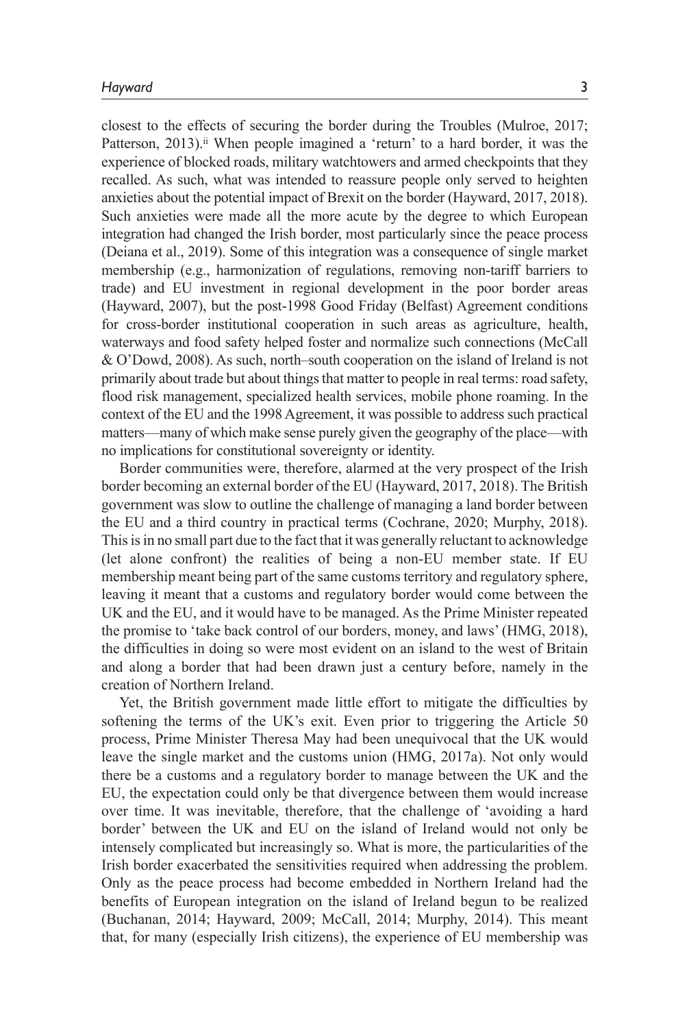closest to the effects of securing the border during the Troubles (Mulroe, 2017; Patterson, 2013).[ii] When people imagined a 'return' to a hard border, it was the experience of blocked roads, military watchtowers and armed checkpoints that they recalled. As such, what was intended to reassure people only served to heighten anxieties about the potential impact of Brexit on the border (Hayward, 2017, 2018). Such anxieties were made all the more acute by the degree to which European integration had changed the Irish border, most particularly since the peace process (Deiana et al., 2019). Some of this integration was a consequence of single market membership (e.g., harmonization of regulations, removing non-tariff barriers to trade) and EU investment in regional development in the poor border areas (Hayward, 2007), but the post-1998 Good Friday (Belfast) Agreement conditions for cross-border institutional cooperation in such areas as agriculture, health, waterways and food safety helped foster and normalize such connections (McCall & O'Dowd, 2008). As such, north–south cooperation on the island of Ireland is not primarily about trade but about things that matter to people in real terms: road safety, flood risk management, specialized health services, mobile phone roaming. In the context of the EU and the 1998 Agreement, it was possible to address such practical matters—many of which make sense purely given the geography of the place—with no implications for constitutional sovereignty or identity.

Border communities were, therefore, alarmed at the very prospect of the Irish border becoming an external border of the EU (Hayward, 2017, 2018). The British government was slow to outline the challenge of managing a land border between the EU and a third country in practical terms (Cochrane, 2020; Murphy, 2018). This is in no small part due to the fact that it was generally reluctant to acknowledge (let alone confront) the realities of being a non-EU member state. If EU membership meant being part of the same customs territory and regulatory sphere, leaving it meant that a customs and regulatory border would come between the UK and the EU, and it would have to be managed. As the Prime Minister repeated the promise to 'take back control of our borders, money, and laws' (HMG, 2018), the difficulties in doing so were most evident on an island to the west of Britain and along a border that had been drawn just a century before, namely in the creation of Northern Ireland.

Yet, the British government made little effort to mitigate the difficulties by softening the terms of the UK's exit. Even prior to triggering the Article 50 process, Prime Minister Theresa May had been unequivocal that the UK would leave the single market and the customs union (HMG, 2017a). Not only would there be a customs and a regulatory border to manage between the UK and the EU, the expectation could only be that divergence between them would increase over time. It was inevitable, therefore, that the challenge of 'avoiding a hard border' between the UK and EU on the island of Ireland would not only be intensely complicated but increasingly so. What is more, the particularities of the Irish border exacerbated the sensitivities required when addressing the problem. Only as the peace process had become embedded in Northern Ireland had the benefits of European integration on the island of Ireland begun to be realized (Buchanan, 2014; Hayward, 2009; McCall, 2014; Murphy, 2014). This meant that, for many (especially Irish citizens), the experience of EU membership was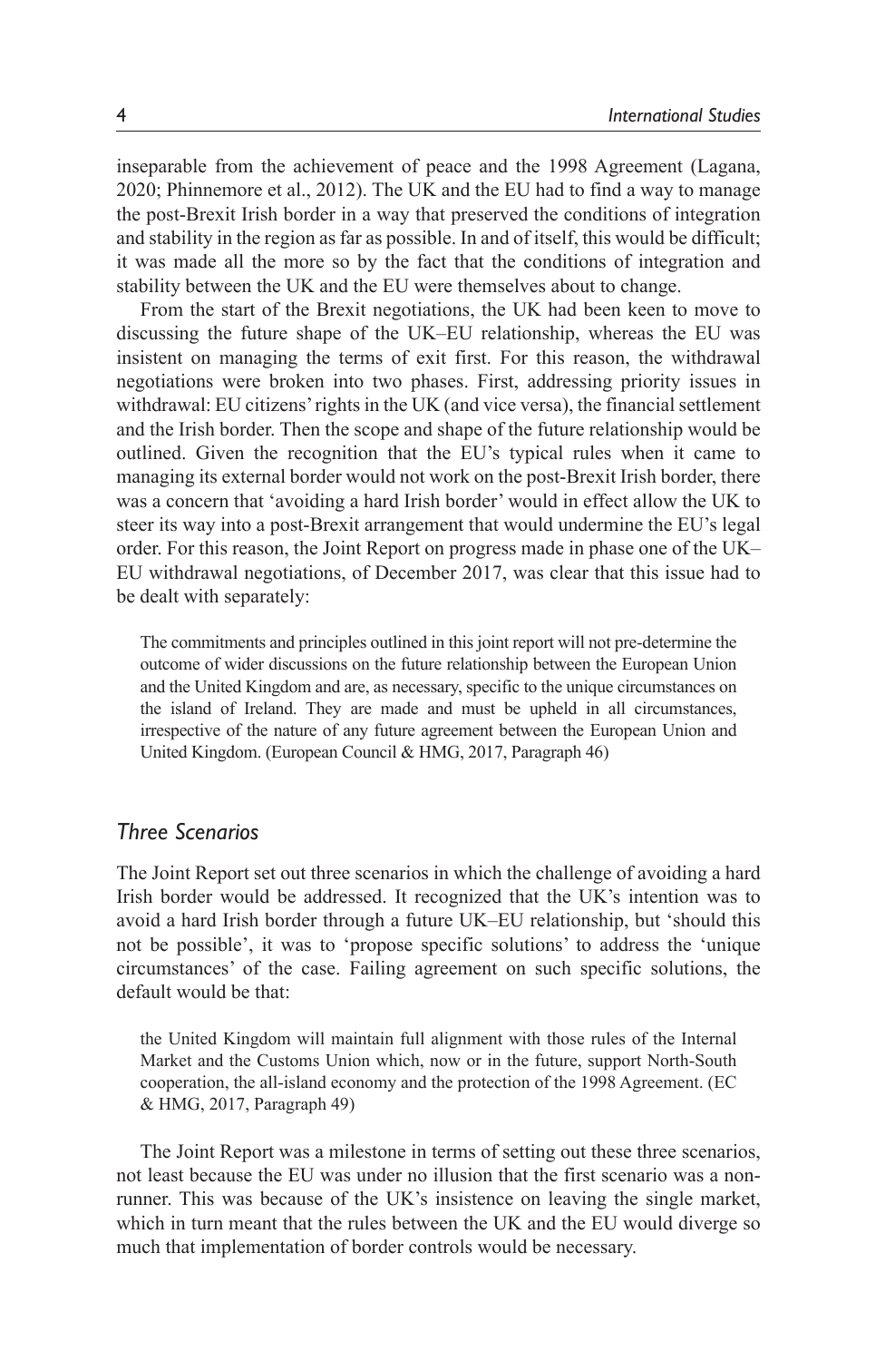inseparable from the achievement of peace and the 1998 Agreement (Lagana, 2020; Phinnemore et al., 2012). The UK and the EU had to find a way to manage the post-Brexit Irish border in a way that preserved the conditions of integration and stability in the region as far as possible. In and of itself, this would be difficult; it was made all the more so by the fact that the conditions of integration and stability between the UK and the EU were themselves about to change.

From the start of the Brexit negotiations, the UK had been keen to move to discussing the future shape of the UK–EU relationship, whereas the EU was insistent on managing the terms of exit first. For this reason, the withdrawal negotiations were broken into two phases. First, addressing priority issues in withdrawal: EU citizens' rights in the UK (and vice versa), the financial settlement and the Irish border. Then the scope and shape of the future relationship would be outlined. Given the recognition that the EU's typical rules when it came to managing its external border would not work on the post-Brexit Irish border, there was a concern that 'avoiding a hard Irish border' would in effect allow the UK to steer its way into a post-Brexit arrangement that would undermine the EU's legal order. For this reason, the Joint Report on progress made in phase one of the UK–EU withdrawal negotiations, of December 2017, was clear that this issue had to be dealt with separately:

> The commitments and principles outlined in this joint report will not pre-determine the outcome of wider discussions on the future relationship between the European Union and the United Kingdom and are, as necessary, specific to the unique circumstances on the island of Ireland. They are made and must be upheld in all circumstances, irrespective of the nature of any future agreement between the European Union and United Kingdom. (European Council & HMG, 2017, Paragraph 46)

## *Three Scenarios*

The Joint Report set out three scenarios in which the challenge of avoiding a hard Irish border would be addressed. It recognized that the UK's intention was to avoid a hard Irish border through a future UK–EU relationship, but 'should this not be possible', it was to 'propose specific solutions' to address the 'unique circumstances' of the case. Failing agreement on such specific solutions, the default would be that:

> the United Kingdom will maintain full alignment with those rules of the Internal Market and the Customs Union which, now or in the future, support North-South cooperation, the all-island economy and the protection of the 1998 Agreement. (EC & HMG, 2017, Paragraph 49)

The Joint Report was a milestone in terms of setting out these three scenarios, not least because the EU was under no illusion that the first scenario was a non-runner. This was because of the UK's insistence on leaving the single market, which in turn meant that the rules between the UK and the EU would diverge so much that implementation of border controls would be necessary.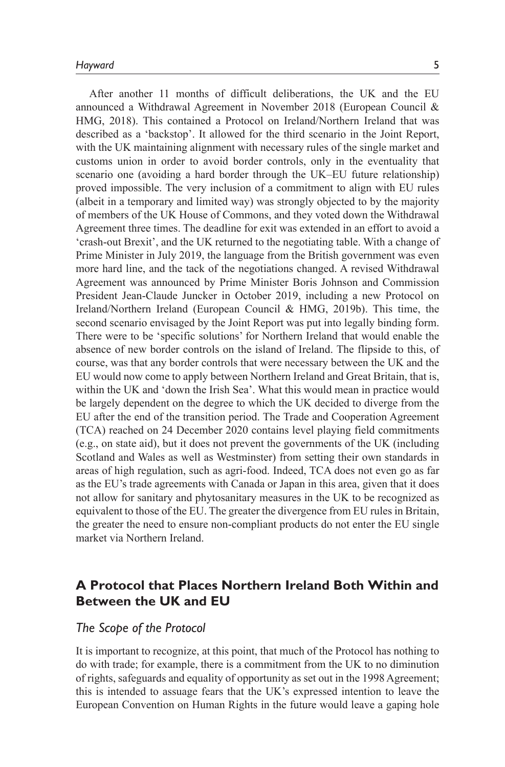After another 11 months of difficult deliberations, the UK and the EU announced a Withdrawal Agreement in November 2018 (European Council & HMG, 2018). This contained a Protocol on Ireland/Northern Ireland that was described as a 'backstop'. It allowed for the third scenario in the Joint Report, with the UK maintaining alignment with necessary rules of the single market and customs union in order to avoid border controls, only in the eventuality that scenario one (avoiding a hard border through the UK–EU future relationship) proved impossible. The very inclusion of a commitment to align with EU rules (albeit in a temporary and limited way) was strongly objected to by the majority of members of the UK House of Commons, and they voted down the Withdrawal Agreement three times. The deadline for exit was extended in an effort to avoid a 'crash-out Brexit', and the UK returned to the negotiating table. With a change of Prime Minister in July 2019, the language from the British government was even more hard line, and the tack of the negotiations changed. A revised Withdrawal Agreement was announced by Prime Minister Boris Johnson and Commission President Jean-Claude Juncker in October 2019, including a new Protocol on Ireland/Northern Ireland (European Council & HMG, 2019b). This time, the second scenario envisaged by the Joint Report was put into legally binding form. There were to be 'specific solutions' for Northern Ireland that would enable the absence of new border controls on the island of Ireland. The flipside to this, of course, was that any border controls that were necessary between the UK and the EU would now come to apply between Northern Ireland and Great Britain, that is, within the UK and 'down the Irish Sea'. What this would mean in practice would be largely dependent on the degree to which the UK decided to diverge from the EU after the end of the transition period. The Trade and Cooperation Agreement (TCA) reached on 24 December 2020 contains level playing field commitments (e.g., on state aid), but it does not prevent the governments of the UK (including Scotland and Wales as well as Westminster) from setting their own standards in areas of high regulation, such as agri-food. Indeed, TCA does not even go as far as the EU's trade agreements with Canada or Japan in this area, given that it does not allow for sanitary and phytosanitary measures in the UK to be recognized as equivalent to those of the EU. The greater the divergence from EU rules in Britain, the greater the need to ensure non-compliant products do not enter the EU single market via Northern Ireland.

## A Protocol that Places Northern Ireland Both Within and Between the UK and EU

### *The Scope of the Protocol*

It is important to recognize, at this point, that much of the Protocol has nothing to do with trade; for example, there is a commitment from the UK to no diminution of rights, safeguards and equality of opportunity as set out in the 1998 Agreement; this is intended to assuage fears that the UK's expressed intention to leave the European Convention on Human Rights in the future would leave a gaping hole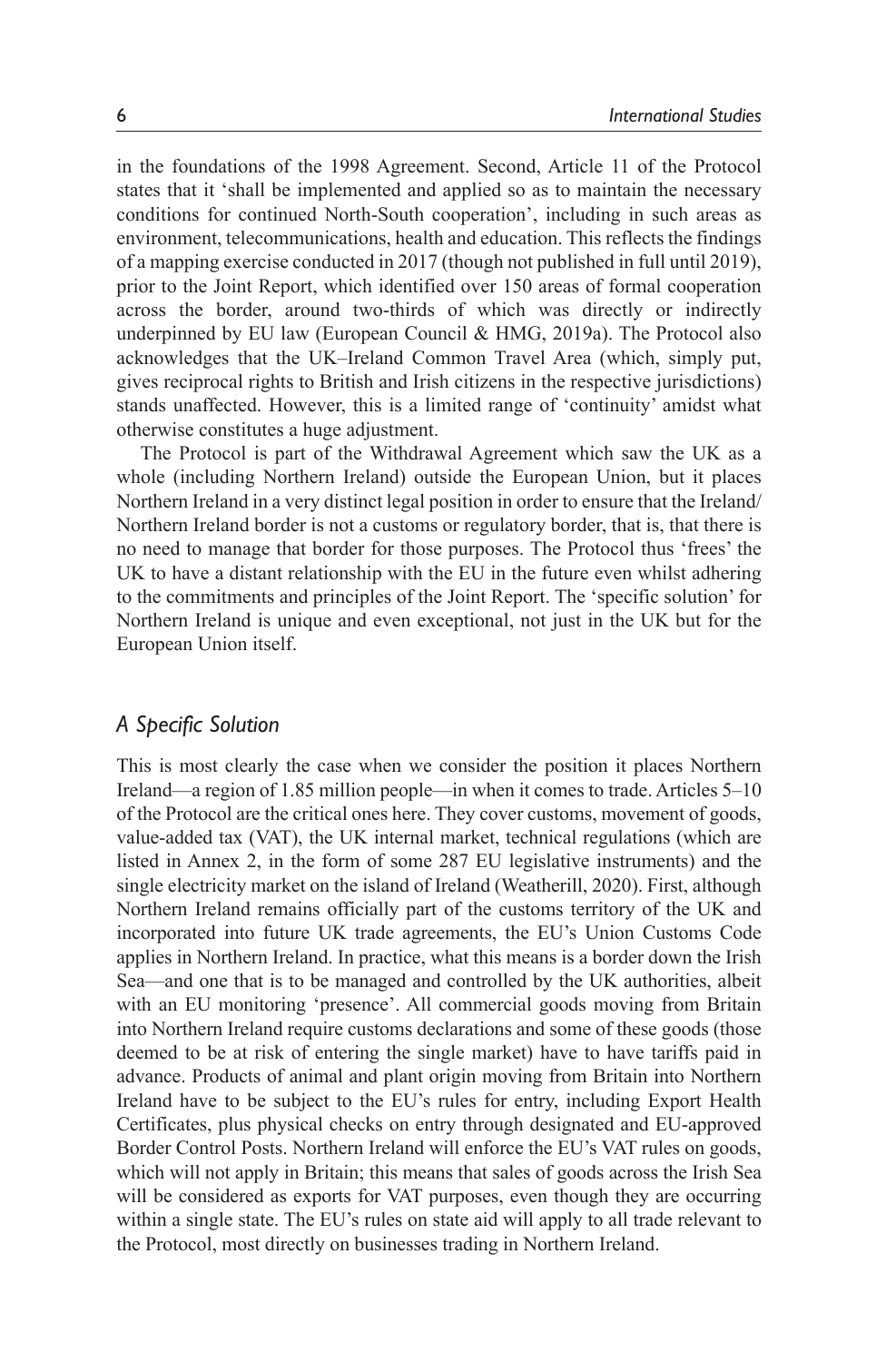in the foundations of the 1998 Agreement. Second, Article 11 of the Protocol states that it 'shall be implemented and applied so as to maintain the necessary conditions for continued North-South cooperation', including in such areas as environment, telecommunications, health and education. This reflects the findings of a mapping exercise conducted in 2017 (though not published in full until 2019), prior to the Joint Report, which identified over 150 areas of formal cooperation across the border, around two-thirds of which was directly or indirectly underpinned by EU law (European Council & HMG, 2019a). The Protocol also acknowledges that the UK–Ireland Common Travel Area (which, simply put, gives reciprocal rights to British and Irish citizens in the respective jurisdictions) stands unaffected. However, this is a limited range of 'continuity' amidst what otherwise constitutes a huge adjustment.

The Protocol is part of the Withdrawal Agreement which saw the UK as a whole (including Northern Ireland) outside the European Union, but it places Northern Ireland in a very distinct legal position in order to ensure that the Ireland/Northern Ireland border is not a customs or regulatory border, that is, that there is no need to manage that border for those purposes. The Protocol thus 'frees' the UK to have a distant relationship with the EU in the future even whilst adhering to the commitments and principles of the Joint Report. The 'specific solution' for Northern Ireland is unique and even exceptional, not just in the UK but for the European Union itself.

## *A Specific Solution*

This is most clearly the case when we consider the position it places Northern Ireland—a region of 1.85 million people—in when it comes to trade. Articles 5–10 of the Protocol are the critical ones here. They cover customs, movement of goods, value-added tax (VAT), the UK internal market, technical regulations (which are listed in Annex 2, in the form of some 287 EU legislative instruments) and the single electricity market on the island of Ireland (Weatherill, 2020). First, although Northern Ireland remains officially part of the customs territory of the UK and incorporated into future UK trade agreements, the EU's Union Customs Code applies in Northern Ireland. In practice, what this means is a border down the Irish Sea—and one that is to be managed and controlled by the UK authorities, albeit with an EU monitoring 'presence'. All commercial goods moving from Britain into Northern Ireland require customs declarations and some of these goods (those deemed to be at risk of entering the single market) have to have tariffs paid in advance. Products of animal and plant origin moving from Britain into Northern Ireland have to be subject to the EU's rules for entry, including Export Health Certificates, plus physical checks on entry through designated and EU-approved Border Control Posts. Northern Ireland will enforce the EU's VAT rules on goods, which will not apply in Britain; this means that sales of goods across the Irish Sea will be considered as exports for VAT purposes, even though they are occurring within a single state. The EU's rules on state aid will apply to all trade relevant to the Protocol, most directly on businesses trading in Northern Ireland.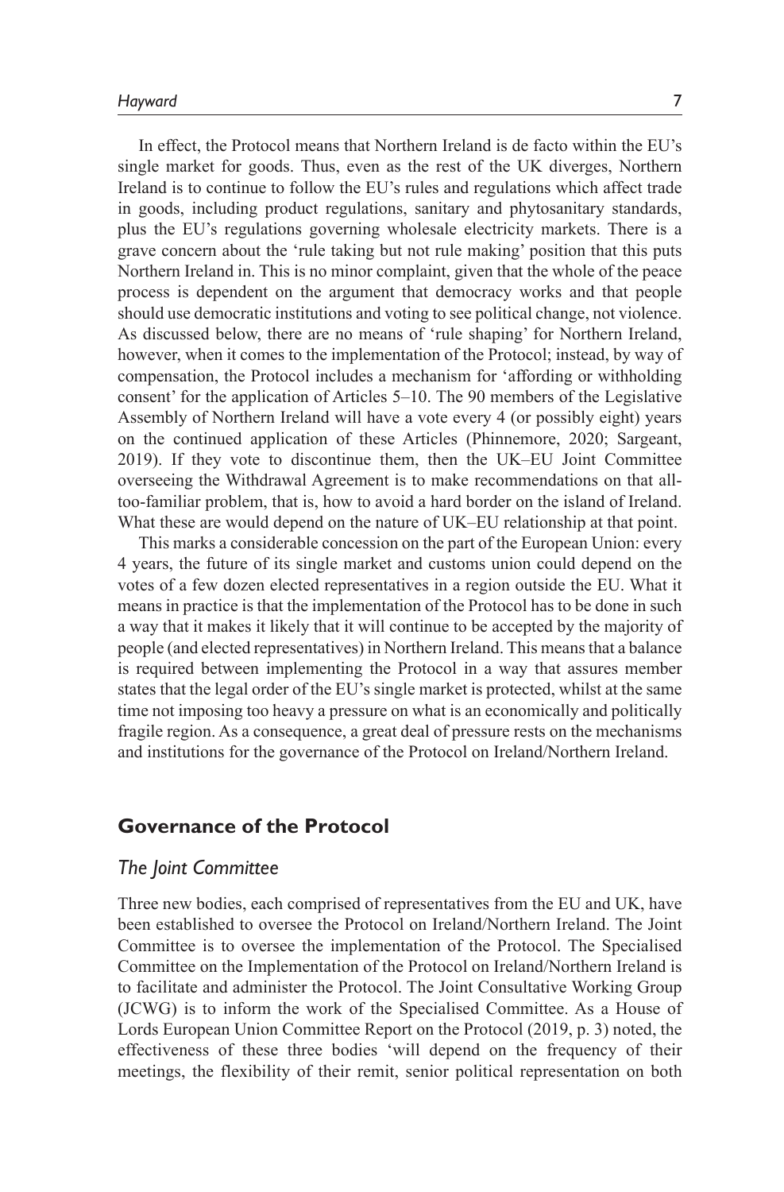In effect, the Protocol means that Northern Ireland is de facto within the EU's single market for goods. Thus, even as the rest of the UK diverges, Northern Ireland is to continue to follow the EU's rules and regulations which affect trade in goods, including product regulations, sanitary and phytosanitary standards, plus the EU's regulations governing wholesale electricity markets. There is a grave concern about the 'rule taking but not rule making' position that this puts Northern Ireland in. This is no minor complaint, given that the whole of the peace process is dependent on the argument that democracy works and that people should use democratic institutions and voting to see political change, not violence. As discussed below, there are no means of 'rule shaping' for Northern Ireland, however, when it comes to the implementation of the Protocol; instead, by way of compensation, the Protocol includes a mechanism for 'affording or withholding consent' for the application of Articles 5–10. The 90 members of the Legislative Assembly of Northern Ireland will have a vote every 4 (or possibly eight) years on the continued application of these Articles (Phinnemore, 2020; Sargeant, 2019). If they vote to discontinue them, then the UK–EU Joint Committee overseeing the Withdrawal Agreement is to make recommendations on that all-too-familiar problem, that is, how to avoid a hard border on the island of Ireland. What these are would depend on the nature of UK–EU relationship at that point.

This marks a considerable concession on the part of the European Union: every 4 years, the future of its single market and customs union could depend on the votes of a few dozen elected representatives in a region outside the EU. What it means in practice is that the implementation of the Protocol has to be done in such a way that it makes it likely that it will continue to be accepted by the majority of people (and elected representatives) in Northern Ireland. This means that a balance is required between implementing the Protocol in a way that assures member states that the legal order of the EU's single market is protected, whilst at the same time not imposing too heavy a pressure on what is an economically and politically fragile region. As a consequence, a great deal of pressure rests on the mechanisms and institutions for the governance of the Protocol on Ireland/Northern Ireland.

## Governance of the Protocol

### *The Joint Committee*

Three new bodies, each comprised of representatives from the EU and UK, have been established to oversee the Protocol on Ireland/Northern Ireland. The Joint Committee is to oversee the implementation of the Protocol. The Specialised Committee on the Implementation of the Protocol on Ireland/Northern Ireland is to facilitate and administer the Protocol. The Joint Consultative Working Group (JCWG) is to inform the work of the Specialised Committee. As a House of Lords European Union Committee Report on the Protocol (2019, p. 3) noted, the effectiveness of these three bodies 'will depend on the frequency of their meetings, the flexibility of their remit, senior political representation on both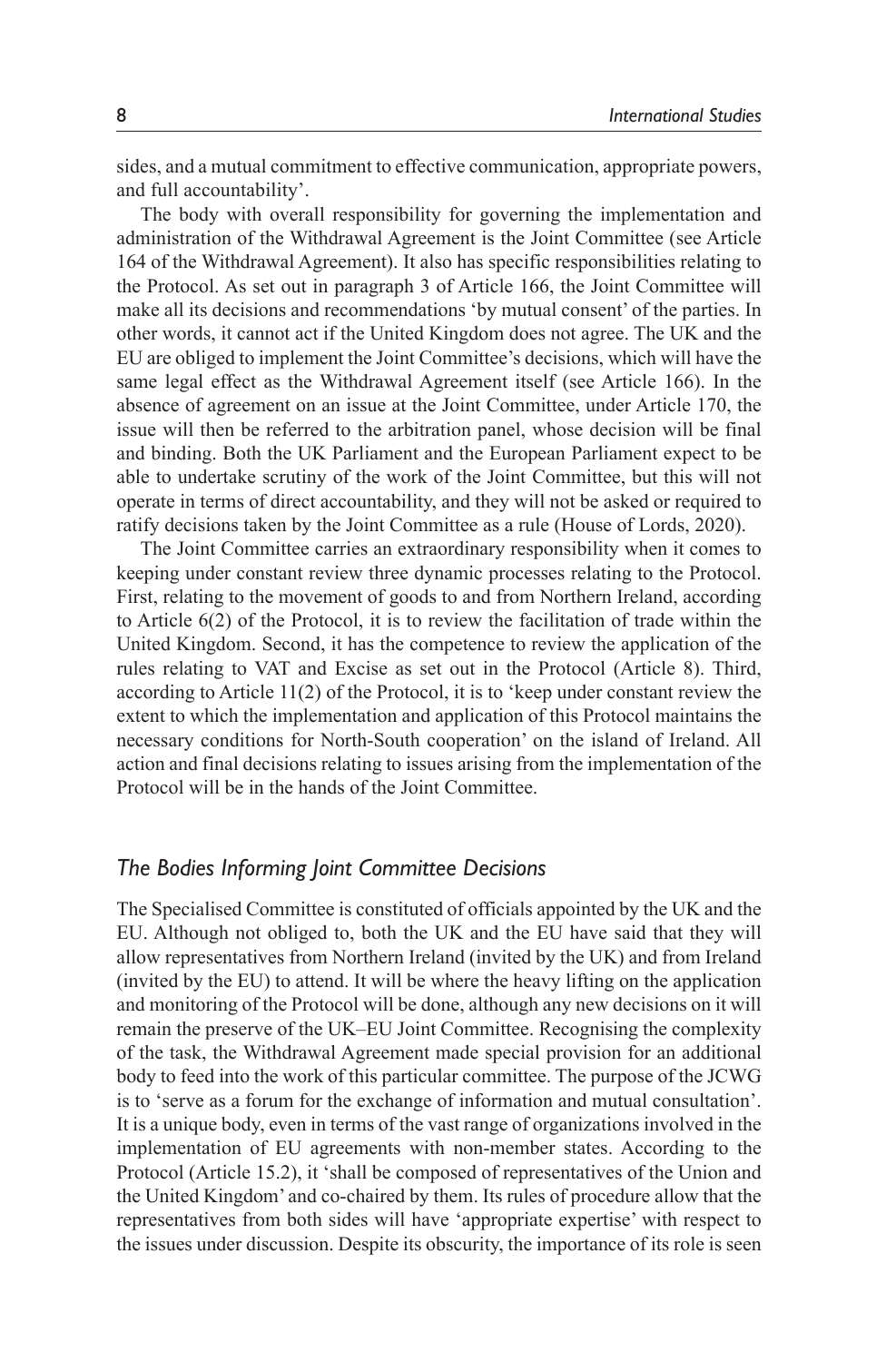sides, and a mutual commitment to effective communication, appropriate powers, and full accountability'.

The body with overall responsibility for governing the implementation and administration of the Withdrawal Agreement is the Joint Committee (see Article 164 of the Withdrawal Agreement). It also has specific responsibilities relating to the Protocol. As set out in paragraph 3 of Article 166, the Joint Committee will make all its decisions and recommendations 'by mutual consent' of the parties. In other words, it cannot act if the United Kingdom does not agree. The UK and the EU are obliged to implement the Joint Committee's decisions, which will have the same legal effect as the Withdrawal Agreement itself (see Article 166). In the absence of agreement on an issue at the Joint Committee, under Article 170, the issue will then be referred to the arbitration panel, whose decision will be final and binding. Both the UK Parliament and the European Parliament expect to be able to undertake scrutiny of the work of the Joint Committee, but this will not operate in terms of direct accountability, and they will not be asked or required to ratify decisions taken by the Joint Committee as a rule (House of Lords, 2020).

The Joint Committee carries an extraordinary responsibility when it comes to keeping under constant review three dynamic processes relating to the Protocol. First, relating to the movement of goods to and from Northern Ireland, according to Article 6(2) of the Protocol, it is to review the facilitation of trade within the United Kingdom. Second, it has the competence to review the application of the rules relating to VAT and Excise as set out in the Protocol (Article 8). Third, according to Article 11(2) of the Protocol, it is to 'keep under constant review the extent to which the implementation and application of this Protocol maintains the necessary conditions for North-South cooperation' on the island of Ireland. All action and final decisions relating to issues arising from the implementation of the Protocol will be in the hands of the Joint Committee.

## *The Bodies Informing Joint Committee Decisions*

The Specialised Committee is constituted of officials appointed by the UK and the EU. Although not obliged to, both the UK and the EU have said that they will allow representatives from Northern Ireland (invited by the UK) and from Ireland (invited by the EU) to attend. It will be where the heavy lifting on the application and monitoring of the Protocol will be done, although any new decisions on it will remain the preserve of the UK–EU Joint Committee. Recognising the complexity of the task, the Withdrawal Agreement made special provision for an additional body to feed into the work of this particular committee. The purpose of the JCWG is to 'serve as a forum for the exchange of information and mutual consultation'. It is a unique body, even in terms of the vast range of organizations involved in the implementation of EU agreements with non-member states. According to the Protocol (Article 15.2), it 'shall be composed of representatives of the Union and the United Kingdom' and co-chaired by them. Its rules of procedure allow that the representatives from both sides will have 'appropriate expertise' with respect to the issues under discussion. Despite its obscurity, the importance of its role is seen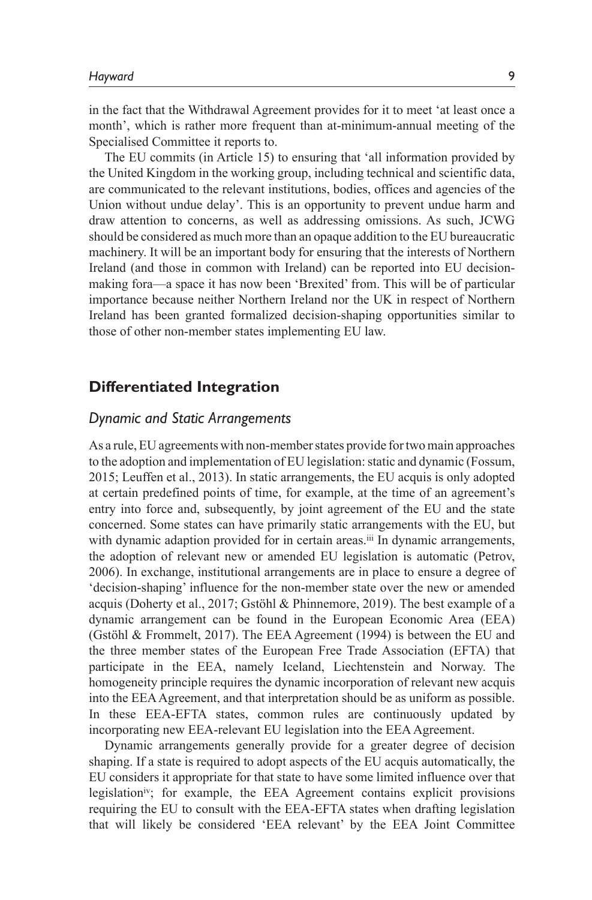in the fact that the Withdrawal Agreement provides for it to meet 'at least once a month', which is rather more frequent than at-minimum-annual meeting of the Specialised Committee it reports to.

The EU commits (in Article 15) to ensuring that 'all information provided by the United Kingdom in the working group, including technical and scientific data, are communicated to the relevant institutions, bodies, offices and agencies of the Union without undue delay'. This is an opportunity to prevent undue harm and draw attention to concerns, as well as addressing omissions. As such, JCWG should be considered as much more than an opaque addition to the EU bureaucratic machinery. It will be an important body for ensuring that the interests of Northern Ireland (and those in common with Ireland) can be reported into EU decision-making fora—a space it has now been 'Brexited' from. This will be of particular importance because neither Northern Ireland nor the UK in respect of Northern Ireland has been granted formalized decision-shaping opportunities similar to those of other non-member states implementing EU law.

## Differentiated Integration

### *Dynamic and Static Arrangements*

As a rule, EU agreements with non-member states provide for two main approaches to the adoption and implementation of EU legislation: static and dynamic (Fossum, 2015; Leuffen et al., 2013). In static arrangements, the EU acquis is only adopted at certain predefined points of time, for example, at the time of an agreement's entry into force and, subsequently, by joint agreement of the EU and the state concerned. Some states can have primarily static arrangements with the EU, but with dynamic adaption provided for in certain areas.[iii] In dynamic arrangements, the adoption of relevant new or amended EU legislation is automatic (Petrov, 2006). In exchange, institutional arrangements are in place to ensure a degree of 'decision-shaping' influence for the non-member state over the new or amended acquis (Doherty et al., 2017; Gstöhl & Phinnemore, 2019). The best example of a dynamic arrangement can be found in the European Economic Area (EEA) (Gstöhl & Frommelt, 2017). The EEA Agreement (1994) is between the EU and the three member states of the European Free Trade Association (EFTA) that participate in the EEA, namely Iceland, Liechtenstein and Norway. The homogeneity principle requires the dynamic incorporation of relevant new acquis into the EEA Agreement, and that interpretation should be as uniform as possible. In these EEA-EFTA states, common rules are continuously updated by incorporating new EEA-relevant EU legislation into the EEA Agreement.

Dynamic arrangements generally provide for a greater degree of decision shaping. If a state is required to adopt aspects of the EU acquis automatically, the EU considers it appropriate for that state to have some limited influence over that legislation[iv]; for example, the EEA Agreement contains explicit provisions requiring the EU to consult with the EEA-EFTA states when drafting legislation that will likely be considered 'EEA relevant' by the EEA Joint Committee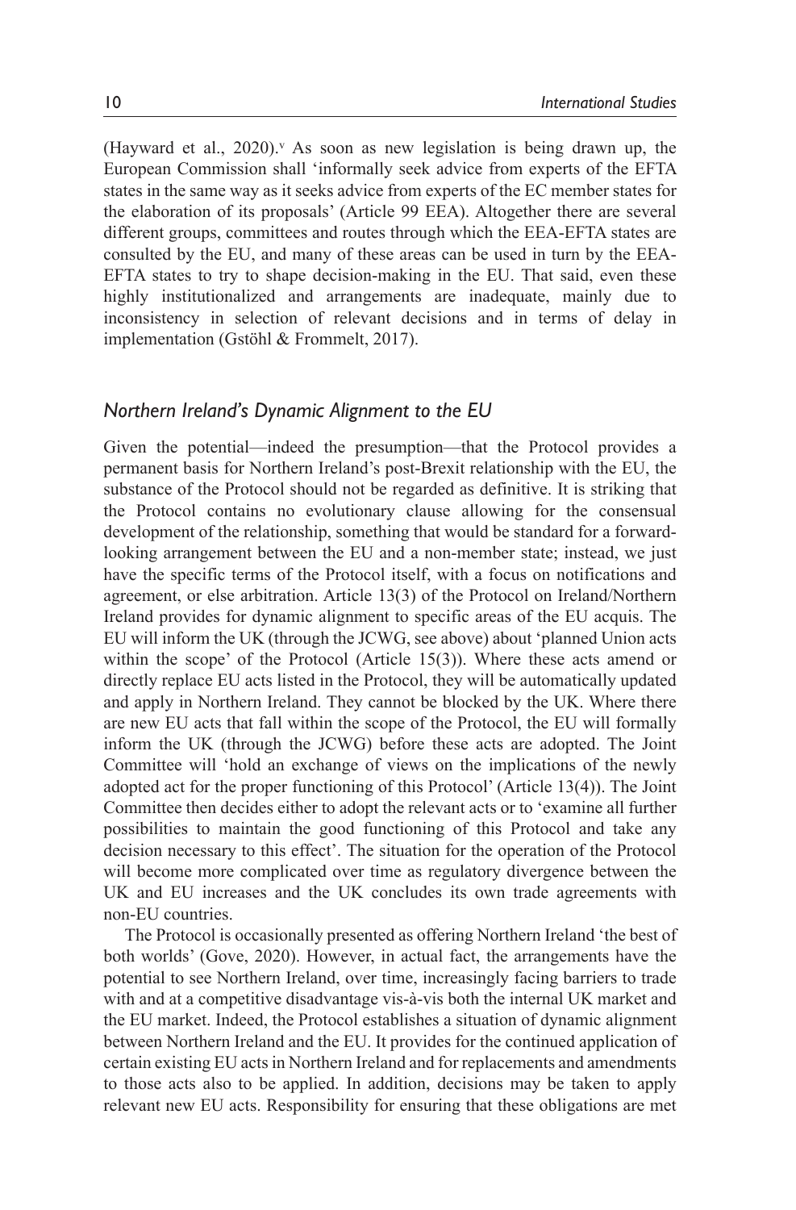(Hayward et al., 2020).[v] As soon as new legislation is being drawn up, the European Commission shall 'informally seek advice from experts of the EFTA states in the same way as it seeks advice from experts of the EC member states for the elaboration of its proposals' (Article 99 EEA). Altogether there are several different groups, committees and routes through which the EEA-EFTA states are consulted by the EU, and many of these areas can be used in turn by the EEA-EFTA states to try to shape decision-making in the EU. That said, even these highly institutionalized and arrangements are inadequate, mainly due to inconsistency in selection of relevant decisions and in terms of delay in implementation (Gstöhl & Frommelt, 2017).

### *Northern Ireland's Dynamic Alignment to the EU*

Given the potential—indeed the presumption—that the Protocol provides a permanent basis for Northern Ireland's post-Brexit relationship with the EU, the substance of the Protocol should not be regarded as definitive. It is striking that the Protocol contains no evolutionary clause allowing for the consensual development of the relationship, something that would be standard for a forward-looking arrangement between the EU and a non-member state; instead, we just have the specific terms of the Protocol itself, with a focus on notifications and agreement, or else arbitration. Article 13(3) of the Protocol on Ireland/Northern Ireland provides for dynamic alignment to specific areas of the EU acquis. The EU will inform the UK (through the JCWG, see above) about 'planned Union acts within the scope' of the Protocol (Article 15(3)). Where these acts amend or directly replace EU acts listed in the Protocol, they will be automatically updated and apply in Northern Ireland. They cannot be blocked by the UK. Where there are new EU acts that fall within the scope of the Protocol, the EU will formally inform the UK (through the JCWG) before these acts are adopted. The Joint Committee will 'hold an exchange of views on the implications of the newly adopted act for the proper functioning of this Protocol' (Article 13(4)). The Joint Committee then decides either to adopt the relevant acts or to 'examine all further possibilities to maintain the good functioning of this Protocol and take any decision necessary to this effect'. The situation for the operation of the Protocol will become more complicated over time as regulatory divergence between the UK and EU increases and the UK concludes its own trade agreements with non-EU countries.

The Protocol is occasionally presented as offering Northern Ireland 'the best of both worlds' (Gove, 2020). However, in actual fact, the arrangements have the potential to see Northern Ireland, over time, increasingly facing barriers to trade with and at a competitive disadvantage vis-à-vis both the internal UK market and the EU market. Indeed, the Protocol establishes a situation of dynamic alignment between Northern Ireland and the EU. It provides for the continued application of certain existing EU acts in Northern Ireland and for replacements and amendments to those acts also to be applied. In addition, decisions may be taken to apply relevant new EU acts. Responsibility for ensuring that these obligations are met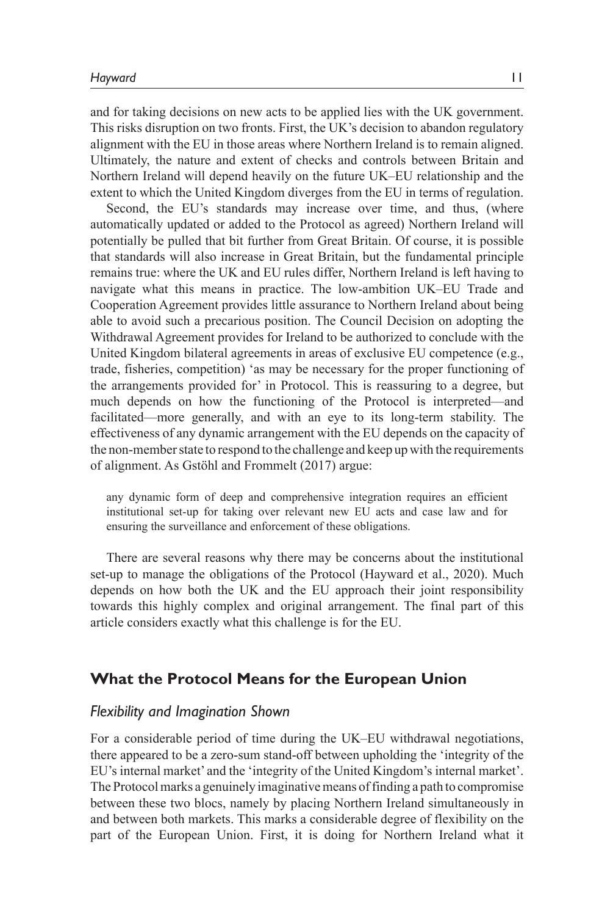and for taking decisions on new acts to be applied lies with the UK government. This risks disruption on two fronts. First, the UK's decision to abandon regulatory alignment with the EU in those areas where Northern Ireland is to remain aligned. Ultimately, the nature and extent of checks and controls between Britain and Northern Ireland will depend heavily on the future UK–EU relationship and the extent to which the United Kingdom diverges from the EU in terms of regulation.

Second, the EU's standards may increase over time, and thus, (where automatically updated or added to the Protocol as agreed) Northern Ireland will potentially be pulled that bit further from Great Britain. Of course, it is possible that standards will also increase in Great Britain, but the fundamental principle remains true: where the UK and EU rules differ, Northern Ireland is left having to navigate what this means in practice. The low-ambition UK–EU Trade and Cooperation Agreement provides little assurance to Northern Ireland about being able to avoid such a precarious position. The Council Decision on adopting the Withdrawal Agreement provides for Ireland to be authorized to conclude with the United Kingdom bilateral agreements in areas of exclusive EU competence (e.g., trade, fisheries, competition) 'as may be necessary for the proper functioning of the arrangements provided for' in Protocol. This is reassuring to a degree, but much depends on how the functioning of the Protocol is interpreted—and facilitated—more generally, and with an eye to its long-term stability. The effectiveness of any dynamic arrangement with the EU depends on the capacity of the non-member state to respond to the challenge and keep up with the requirements of alignment. As Gstöhl and Frommelt (2017) argue:

> any dynamic form of deep and comprehensive integration requires an efficient institutional set-up for taking over relevant new EU acts and case law and for ensuring the surveillance and enforcement of these obligations.

There are several reasons why there may be concerns about the institutional set-up to manage the obligations of the Protocol (Hayward et al., 2020). Much depends on how both the UK and the EU approach their joint responsibility towards this highly complex and original arrangement. The final part of this article considers exactly what this challenge is for the EU.

## What the Protocol Means for the European Union

### *Flexibility and Imagination Shown*

For a considerable period of time during the UK–EU withdrawal negotiations, there appeared to be a zero-sum stand-off between upholding the 'integrity of the EU's internal market' and the 'integrity of the United Kingdom's internal market'. The Protocol marks a genuinely imaginative means of finding a path to compromise between these two blocs, namely by placing Northern Ireland simultaneously in and between both markets. This marks a considerable degree of flexibility on the part of the European Union. First, it is doing for Northern Ireland what it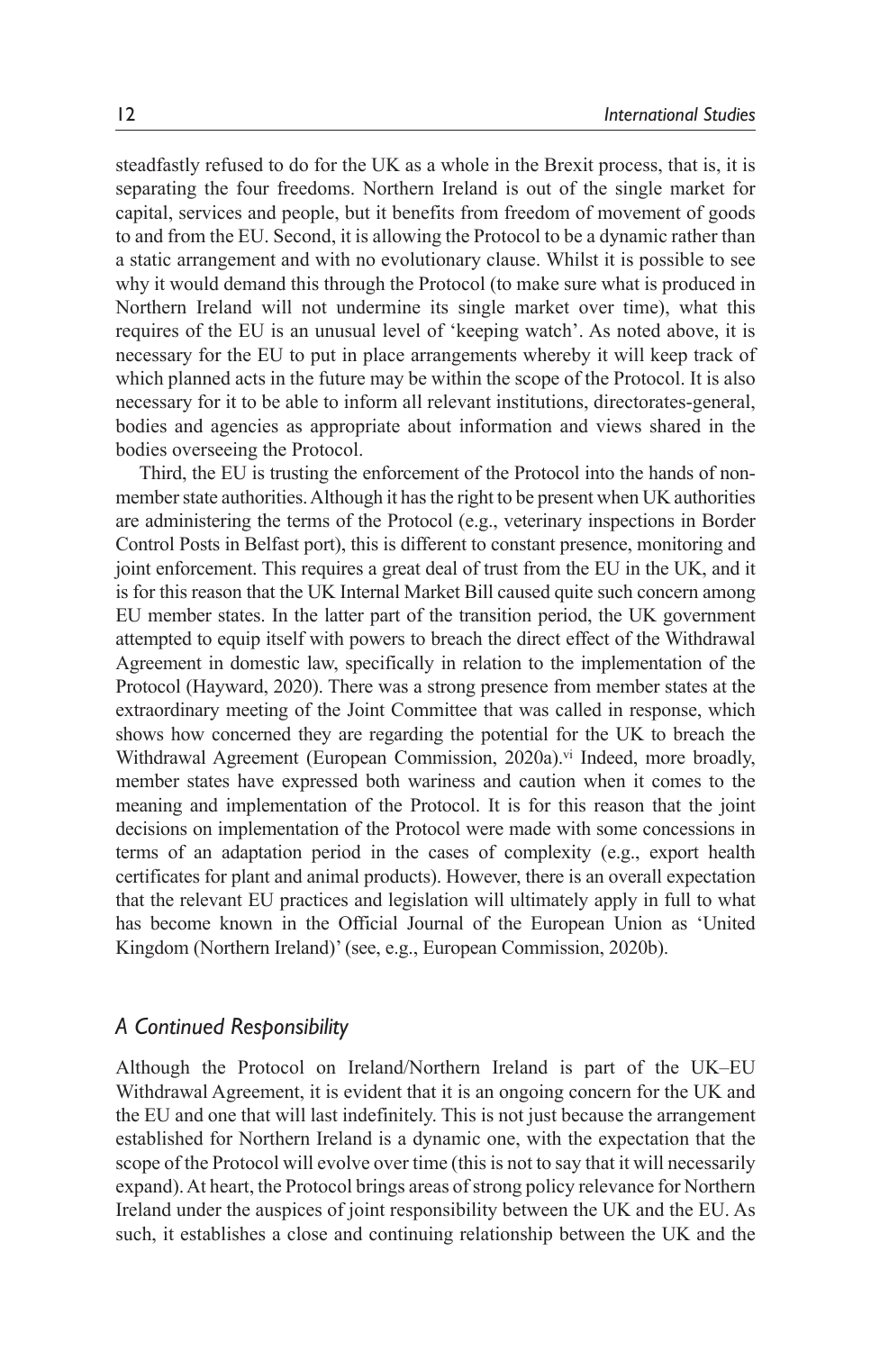steadfastly refused to do for the UK as a whole in the Brexit process, that is, it is separating the four freedoms. Northern Ireland is out of the single market for capital, services and people, but it benefits from freedom of movement of goods to and from the EU. Second, it is allowing the Protocol to be a dynamic rather than a static arrangement and with no evolutionary clause. Whilst it is possible to see why it would demand this through the Protocol (to make sure what is produced in Northern Ireland will not undermine its single market over time), what this requires of the EU is an unusual level of 'keeping watch'. As noted above, it is necessary for the EU to put in place arrangements whereby it will keep track of which planned acts in the future may be within the scope of the Protocol. It is also necessary for it to be able to inform all relevant institutions, directorates-general, bodies and agencies as appropriate about information and views shared in the bodies overseeing the Protocol.

Third, the EU is trusting the enforcement of the Protocol into the hands of non-member state authorities. Although it has the right to be present when UK authorities are administering the terms of the Protocol (e.g., veterinary inspections in Border Control Posts in Belfast port), this is different to constant presence, monitoring and joint enforcement. This requires a great deal of trust from the EU in the UK, and it is for this reason that the UK Internal Market Bill caused quite such concern among EU member states. In the latter part of the transition period, the UK government attempted to equip itself with powers to breach the direct effect of the Withdrawal Agreement in domestic law, specifically in relation to the implementation of the Protocol (Hayward, 2020). There was a strong presence from member states at the extraordinary meeting of the Joint Committee that was called in response, which shows how concerned they are regarding the potential for the UK to breach the Withdrawal Agreement (European Commission, 2020a).[vi] Indeed, more broadly, member states have expressed both wariness and caution when it comes to the meaning and implementation of the Protocol. It is for this reason that the joint decisions on implementation of the Protocol were made with some concessions in terms of an adaptation period in the cases of complexity (e.g., export health certificates for plant and animal products). However, there is an overall expectation that the relevant EU practices and legislation will ultimately apply in full to what has become known in the Official Journal of the European Union as 'United Kingdom (Northern Ireland)' (see, e.g., European Commission, 2020b).

## *A Continued Responsibility*

Although the Protocol on Ireland/Northern Ireland is part of the UK–EU Withdrawal Agreement, it is evident that it is an ongoing concern for the UK and the EU and one that will last indefinitely. This is not just because the arrangement established for Northern Ireland is a dynamic one, with the expectation that the scope of the Protocol will evolve over time (this is not to say that it will necessarily expand). At heart, the Protocol brings areas of strong policy relevance for Northern Ireland under the auspices of joint responsibility between the UK and the EU. As such, it establishes a close and continuing relationship between the UK and the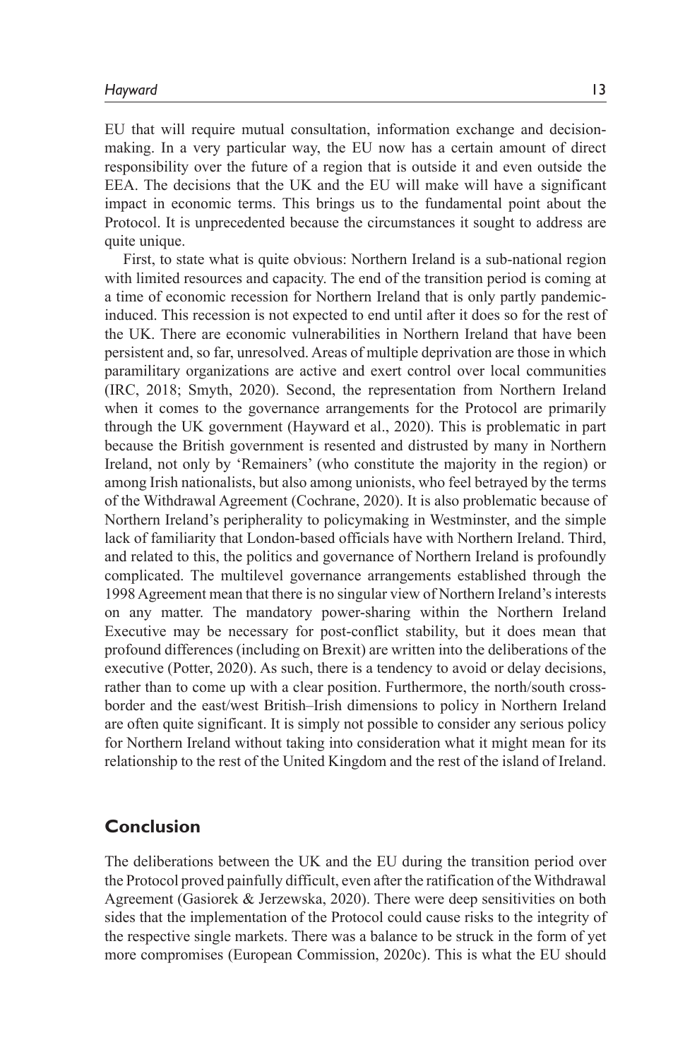EU that will require mutual consultation, information exchange and decision-making. In a very particular way, the EU now has a certain amount of direct responsibility over the future of a region that is outside it and even outside the EEA. The decisions that the UK and the EU will make will have a significant impact in economic terms. This brings us to the fundamental point about the Protocol. It is unprecedented because the circumstances it sought to address are quite unique.

First, to state what is quite obvious: Northern Ireland is a sub-national region with limited resources and capacity. The end of the transition period is coming at a time of economic recession for Northern Ireland that is only partly pandemic-induced. This recession is not expected to end until after it does so for the rest of the UK. There are economic vulnerabilities in Northern Ireland that have been persistent and, so far, unresolved. Areas of multiple deprivation are those in which paramilitary organizations are active and exert control over local communities (IRC, 2018; Smyth, 2020). Second, the representation from Northern Ireland when it comes to the governance arrangements for the Protocol are primarily through the UK government (Hayward et al., 2020). This is problematic in part because the British government is resented and distrusted by many in Northern Ireland, not only by 'Remainers' (who constitute the majority in the region) or among Irish nationalists, but also among unionists, who feel betrayed by the terms of the Withdrawal Agreement (Cochrane, 2020). It is also problematic because of Northern Ireland's peripherality to policymaking in Westminster, and the simple lack of familiarity that London-based officials have with Northern Ireland. Third, and related to this, the politics and governance of Northern Ireland is profoundly complicated. The multilevel governance arrangements established through the 1998 Agreement mean that there is no singular view of Northern Ireland's interests on any matter. The mandatory power-sharing within the Northern Ireland Executive may be necessary for post-conflict stability, but it does mean that profound differences (including on Brexit) are written into the deliberations of the executive (Potter, 2020). As such, there is a tendency to avoid or delay decisions, rather than to come up with a clear position. Furthermore, the north/south cross-border and the east/west British–Irish dimensions to policy in Northern Ireland are often quite significant. It is simply not possible to consider any serious policy for Northern Ireland without taking into consideration what it might mean for its relationship to the rest of the United Kingdom and the rest of the island of Ireland.

## Conclusion

The deliberations between the UK and the EU during the transition period over the Protocol proved painfully difficult, even after the ratification of the Withdrawal Agreement (Gasiorek & Jerzewska, 2020). There were deep sensitivities on both sides that the implementation of the Protocol could cause risks to the integrity of the respective single markets. There was a balance to be struck in the form of yet more compromises (European Commission, 2020c). This is what the EU should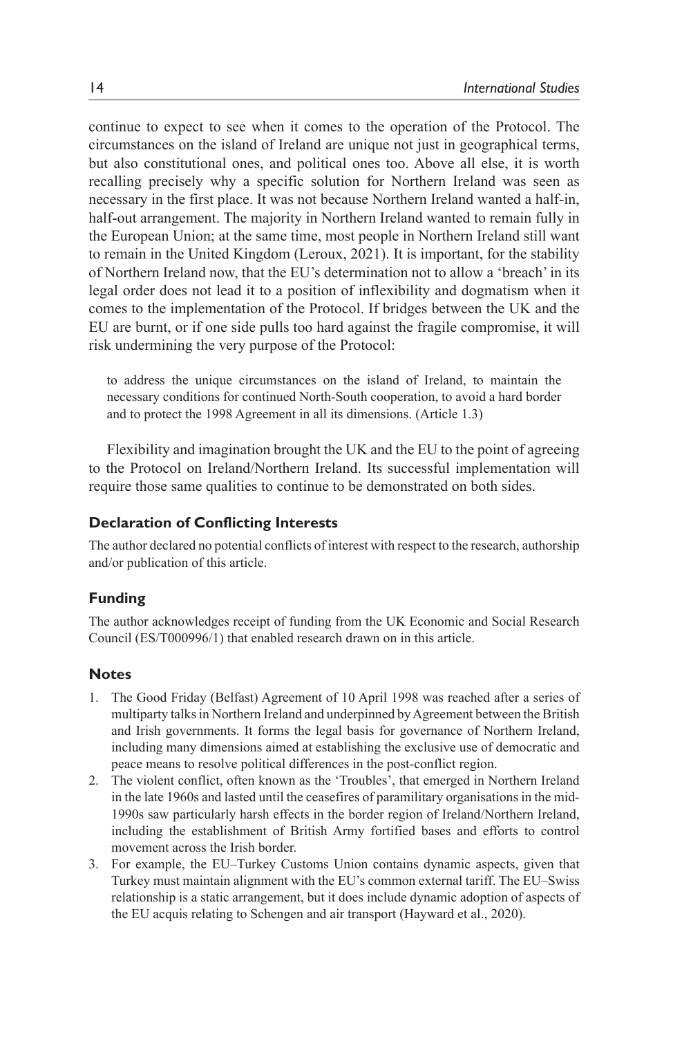continue to expect to see when it comes to the operation of the Protocol. The circumstances on the island of Ireland are unique not just in geographical terms, but also constitutional ones, and political ones too. Above all else, it is worth recalling precisely why a specific solution for Northern Ireland was seen as necessary in the first place. It was not because Northern Ireland wanted a half-in, half-out arrangement. The majority in Northern Ireland wanted to remain fully in the European Union; at the same time, most people in Northern Ireland still want to remain in the United Kingdom (Leroux, 2021). It is important, for the stability of Northern Ireland now, that the EU's determination not to allow a 'breach' in its legal order does not lead it to a position of inflexibility and dogmatism when it comes to the implementation of the Protocol. If bridges between the UK and the EU are burnt, or if one side pulls too hard against the fragile compromise, it will risk undermining the very purpose of the Protocol:

> to address the unique circumstances on the island of Ireland, to maintain the necessary conditions for continued North-South cooperation, to avoid a hard border and to protect the 1998 Agreement in all its dimensions. (Article 1.3)

Flexibility and imagination brought the UK and the EU to the point of agreeing to the Protocol on Ireland/Northern Ireland. Its successful implementation will require those same qualities to continue to be demonstrated on both sides.

### Declaration of Conflicting Interests

The author declared no potential conflicts of interest with respect to the research, authorship and/or publication of this article.

### Funding

The author acknowledges receipt of funding from the UK Economic and Social Research Council (ES/T000996/1) that enabled research drawn on in this article.

### Notes

1. The Good Friday (Belfast) Agreement of 10 April 1998 was reached after a series of multiparty talks in Northern Ireland and underpinned by Agreement between the British and Irish governments. It forms the legal basis for governance of Northern Ireland, including many dimensions aimed at establishing the exclusive use of democratic and peace means to resolve political differences in the post-conflict region.
2. The violent conflict, often known as the 'Troubles', that emerged in Northern Ireland in the late 1960s and lasted until the ceasefires of paramilitary organisations in the mid-1990s saw particularly harsh effects in the border region of Ireland/Northern Ireland, including the establishment of British Army fortified bases and efforts to control movement across the Irish border.
3. For example, the EU–Turkey Customs Union contains dynamic aspects, given that Turkey must maintain alignment with the EU's common external tariff. The EU–Swiss relationship is a static arrangement, but it does include dynamic adoption of aspects of the EU acquis relating to Schengen and air transport (Hayward et al., 2020).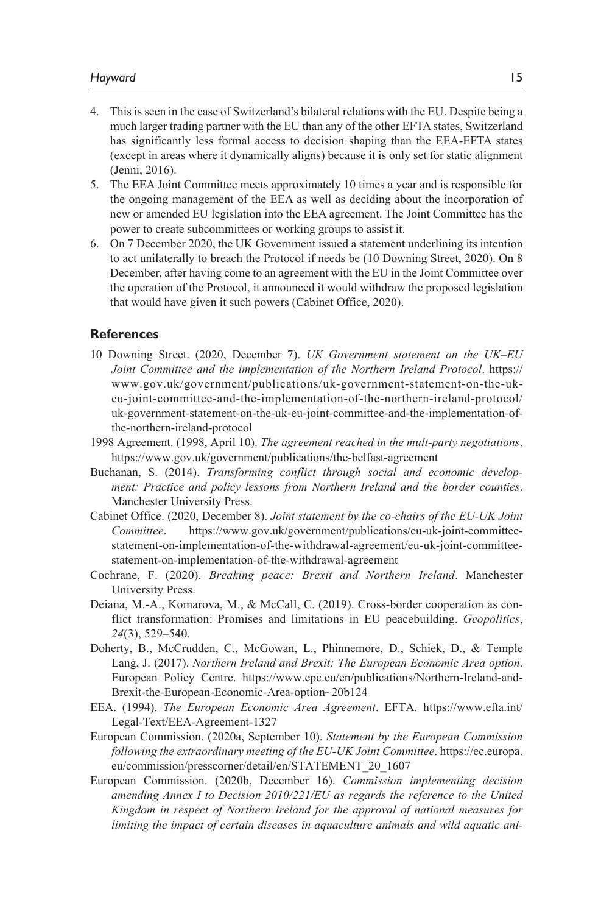4. This is seen in the case of Switzerland's bilateral relations with the EU. Despite being a much larger trading partner with the EU than any of the other EFTA states, Switzerland has significantly less formal access to decision shaping than the EEA-EFTA states (except in areas where it dynamically aligns) because it is only set for static alignment (Jenni, 2016).
5. The EEA Joint Committee meets approximately 10 times a year and is responsible for the ongoing management of the EEA as well as deciding about the incorporation of new or amended EU legislation into the EEA agreement. The Joint Committee has the power to create subcommittees or working groups to assist it.
6. On 7 December 2020, the UK Government issued a statement underlining its intention to act unilaterally to breach the Protocol if needs be (10 Downing Street, 2020). On 8 December, after having come to an agreement with the EU in the Joint Committee over the operation of the Protocol, it announced it would withdraw the proposed legislation that would have given it such powers (Cabinet Office, 2020).

## References

10 Downing Street. (2020, December 7). *UK Government statement on the UK–EU Joint Committee and the implementation of the Northern Ireland Protocol*. https://www.gov.uk/government/publications/uk-government-statement-on-the-uk-eu-joint-committee-and-the-implementation-of-the-northern-ireland-protocol/uk-government-statement-on-the-uk-eu-joint-committee-and-the-implementation-of-the-northern-ireland-protocol

1998 Agreement. (1998, April 10). *The agreement reached in the mult-party negotiations*. https://www.gov.uk/government/publications/the-belfast-agreement

Buchanan, S. (2014). *Transforming conflict through social and economic development: Practice and policy lessons from Northern Ireland and the border counties*. Manchester University Press.

Cabinet Office. (2020, December 8). *Joint statement by the co-chairs of the EU-UK Joint Committee*. https://www.gov.uk/government/publications/eu-uk-joint-committee-statement-on-implementation-of-the-withdrawal-agreement/eu-uk-joint-committee-statement-on-implementation-of-the-withdrawal-agreement

Cochrane, F. (2020). *Breaking peace: Brexit and Northern Ireland*. Manchester University Press.

Deiana, M.-A., Komarova, M., & McCall, C. (2019). Cross-border cooperation as conflict transformation: Promises and limitations in EU peacebuilding. *Geopolitics*, *24*(3), 529–540.

Doherty, B., McCrudden, C., McGowan, L., Phinnemore, D., Schiek, D., & Temple Lang, J. (2017). *Northern Ireland and Brexit: The European Economic Area option*. European Policy Centre. https://www.epc.eu/en/publications/Northern-Ireland-and-Brexit-the-European-Economic-Area-option~20b124

EEA. (1994). *The European Economic Area Agreement*. EFTA. https://www.efta.int/Legal-Text/EEA-Agreement-1327

European Commission. (2020a, September 10). *Statement by the European Commission following the extraordinary meeting of the EU-UK Joint Committee*. https://ec.europa.eu/commission/presscorner/detail/en/STATEMENT_20_1607

European Commission. (2020b, December 16). *Commission implementing decision amending Annex I to Decision 2010/221/EU as regards the reference to the United Kingdom in respect of Northern Ireland for the approval of national measures for limiting the impact of certain diseases in aquaculture animals and wild aquatic ani-*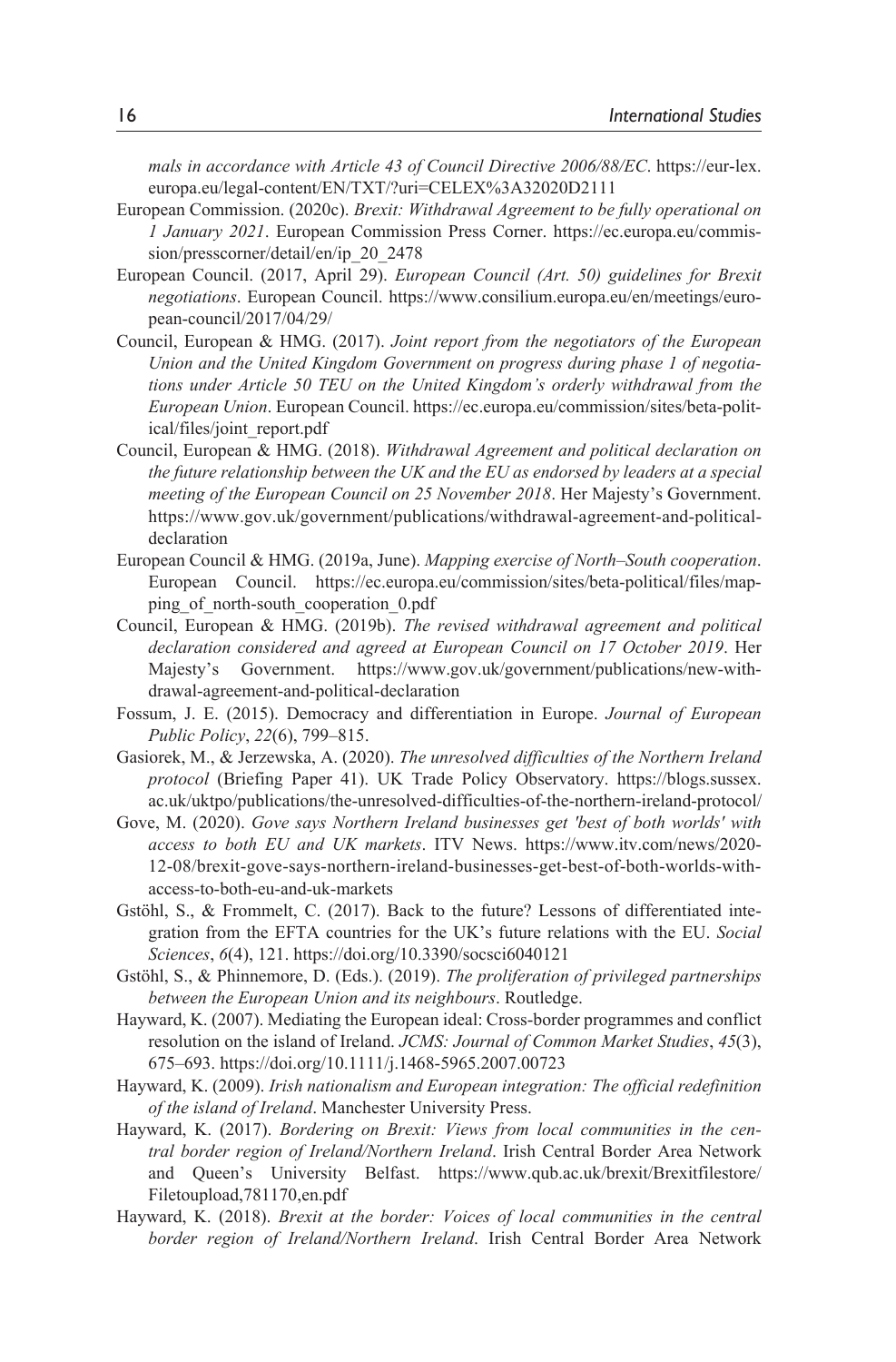*mals in accordance with Article 43 of Council Directive 2006/88/EC*. https://eur-lex.europa.eu/legal-content/EN/TXT/?uri=CELEX%3A32020D2111

European Commission. (2020c). *Brexit: Withdrawal Agreement to be fully operational on 1 January 2021*. European Commission Press Corner. https://ec.europa.eu/commission/presscorner/detail/en/ip_20_2478

European Council. (2017, April 29). *European Council (Art. 50) guidelines for Brexit negotiations*. European Council. https://www.consilium.europa.eu/en/meetings/european-council/2017/04/29/

Council, European & HMG. (2017). *Joint report from the negotiators of the European Union and the United Kingdom Government on progress during phase 1 of negotiations under Article 50 TEU on the United Kingdom's orderly withdrawal from the European Union*. European Council. https://ec.europa.eu/commission/sites/beta-political/files/joint_report.pdf

Council, European & HMG. (2018). *Withdrawal Agreement and political declaration on the future relationship between the UK and the EU as endorsed by leaders at a special meeting of the European Council on 25 November 2018*. Her Majesty's Government. https://www.gov.uk/government/publications/withdrawal-agreement-and-political-declaration

European Council & HMG. (2019a, June). *Mapping exercise of North–South cooperation*. European Council. https://ec.europa.eu/commission/sites/beta-political/files/mapping_of_north-south_cooperation_0.pdf

Council, European & HMG. (2019b). *The revised withdrawal agreement and political declaration considered and agreed at European Council on 17 October 2019*. Her Majesty's Government. https://www.gov.uk/government/publications/new-withdrawal-agreement-and-political-declaration

Fossum, J. E. (2015). Democracy and differentiation in Europe. *Journal of European Public Policy*, *22*(6), 799–815.

Gasiorek, M., & Jerzewska, A. (2020). *The unresolved difficulties of the Northern Ireland protocol* (Briefing Paper 41). UK Trade Policy Observatory. https://blogs.sussex.ac.uk/uktpo/publications/the-unresolved-difficulties-of-the-northern-ireland-protocol/

Gove, M. (2020). *Gove says Northern Ireland businesses get 'best of both worlds' with access to both EU and UK markets*. ITV News. https://www.itv.com/news/2020-12-08/brexit-gove-says-northern-ireland-businesses-get-best-of-both-worlds-with-access-to-both-eu-and-uk-markets

Gstöhl, S., & Frommelt, C. (2017). Back to the future? Lessons of differentiated integration from the EFTA countries for the UK's future relations with the EU. *Social Sciences*, *6*(4), 121. https://doi.org/10.3390/socsci6040121

Gstöhl, S., & Phinnemore, D. (Eds.). (2019). *The proliferation of privileged partnerships between the European Union and its neighbours*. Routledge.

Hayward, K. (2007). Mediating the European ideal: Cross-border programmes and conflict resolution on the island of Ireland. *JCMS: Journal of Common Market Studies*, *45*(3), 675–693. https://doi.org/10.1111/j.1468-5965.2007.00723

Hayward, K. (2009). *Irish nationalism and European integration: The official redefinition of the island of Ireland*. Manchester University Press.

Hayward, K. (2017). *Bordering on Brexit: Views from local communities in the central border region of Ireland/Northern Ireland*. Irish Central Border Area Network and Queen's University Belfast. https://www.qub.ac.uk/brexit/Brexitfilestore/Filetoupload,781170,en.pdf

Hayward, K. (2018). *Brexit at the border: Voices of local communities in the central border region of Ireland/Northern Ireland*. Irish Central Border Area Network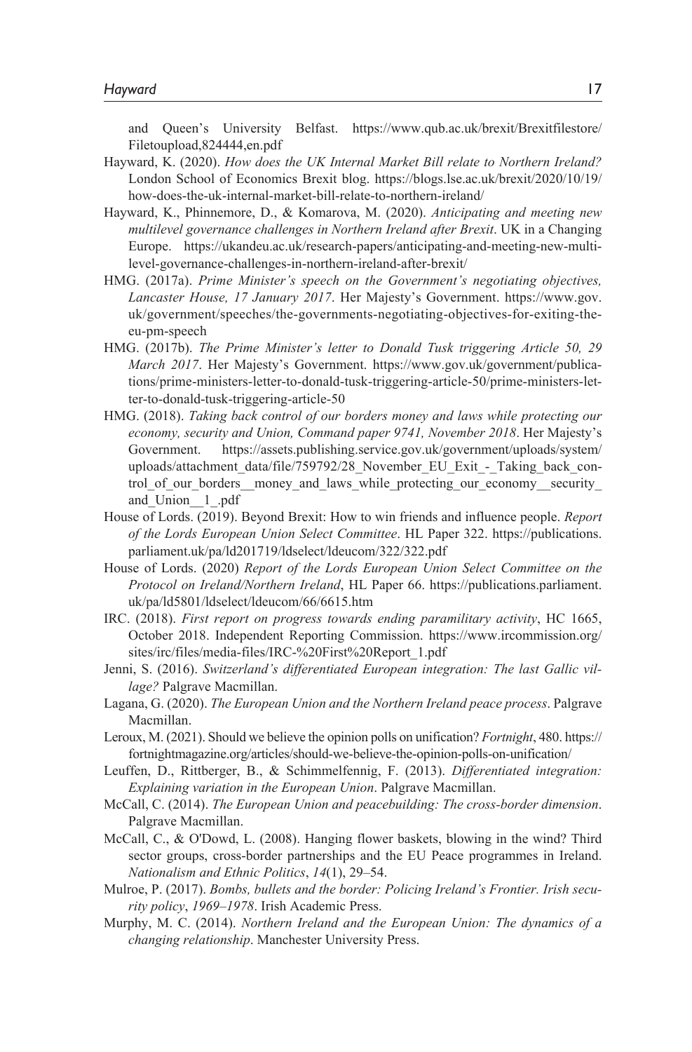and Queen's University Belfast. https://www.qub.ac.uk/brexit/Brexitfilestore/Filetoupload,824444,en.pdf

Hayward, K. (2020). *How does the UK Internal Market Bill relate to Northern Ireland?* London School of Economics Brexit blog. https://blogs.lse.ac.uk/brexit/2020/10/19/how-does-the-uk-internal-market-bill-relate-to-northern-ireland/

Hayward, K., Phinnemore, D., & Komarova, M. (2020). *Anticipating and meeting new multilevel governance challenges in Northern Ireland after Brexit*. UK in a Changing Europe. https://ukandeu.ac.uk/research-papers/anticipating-and-meeting-new-multi-level-governance-challenges-in-northern-ireland-after-brexit/

HMG. (2017a). *Prime Minister's speech on the Government's negotiating objectives, Lancaster House, 17 January 2017*. Her Majesty's Government. https://www.gov.uk/government/speeches/the-governments-negotiating-objectives-for-exiting-the-eu-pm-speech

HMG. (2017b). *The Prime Minister's letter to Donald Tusk triggering Article 50, 29 March 2017*. Her Majesty's Government. https://www.gov.uk/government/publications/prime-ministers-letter-to-donald-tusk-triggering-article-50/prime-ministers-letter-to-donald-tusk-triggering-article-50

HMG. (2018). *Taking back control of our borders money and laws while protecting our economy, security and Union, Command paper 9741, November 2018*. Her Majesty's Government. https://assets.publishing.service.gov.uk/government/uploads/system/uploads/attachment_data/file/759792/28_November_EU_Exit_-_Taking_back_control_of_our_borders__money_and_laws_while_protecting_our_economy__security_and_Union__1_.pdf

House of Lords. (2019). Beyond Brexit: How to win friends and influence people. *Report of the Lords European Union Select Committee*. HL Paper 322. https://publications.parliament.uk/pa/ld201719/ldselect/ldeucom/322/322.pdf

House of Lords. (2020) *Report of the Lords European Union Select Committee on the Protocol on Ireland/Northern Ireland*, HL Paper 66. https://publications.parliament.uk/pa/ld5801/ldselect/ldeucom/66/6615.htm

IRC. (2018). *First report on progress towards ending paramilitary activity*, HC 1665, October 2018. Independent Reporting Commission. https://www.ircommission.org/sites/irc/files/media-files/IRC-%20First%20Report_1.pdf

Jenni, S. (2016). *Switzerland's differentiated European integration: The last Gallic village?* Palgrave Macmillan.

Lagana, G. (2020). *The European Union and the Northern Ireland peace process*. Palgrave Macmillan.

Leroux, M. (2021). Should we believe the opinion polls on unification? *Fortnight*, 480. https://fortnightmagazine.org/articles/should-we-believe-the-opinion-polls-on-unification/

Leuffen, D., Rittberger, B., & Schimmelfennig, F. (2013). *Differentiated integration: Explaining variation in the European Union*. Palgrave Macmillan.

McCall, C. (2014). *The European Union and peacebuilding: The cross-border dimension*. Palgrave Macmillan.

McCall, C., & O'Dowd, L. (2008). Hanging flower baskets, blowing in the wind? Third sector groups, cross-border partnerships and the EU Peace programmes in Ireland. *Nationalism and Ethnic Politics*, *14*(1), 29–54.

Mulroe, P. (2017). *Bombs, bullets and the border: Policing Ireland's Frontier. Irish security policy*, *1969–1978*. Irish Academic Press.

Murphy, M. C. (2014). *Northern Ireland and the European Union: The dynamics of a changing relationship*. Manchester University Press.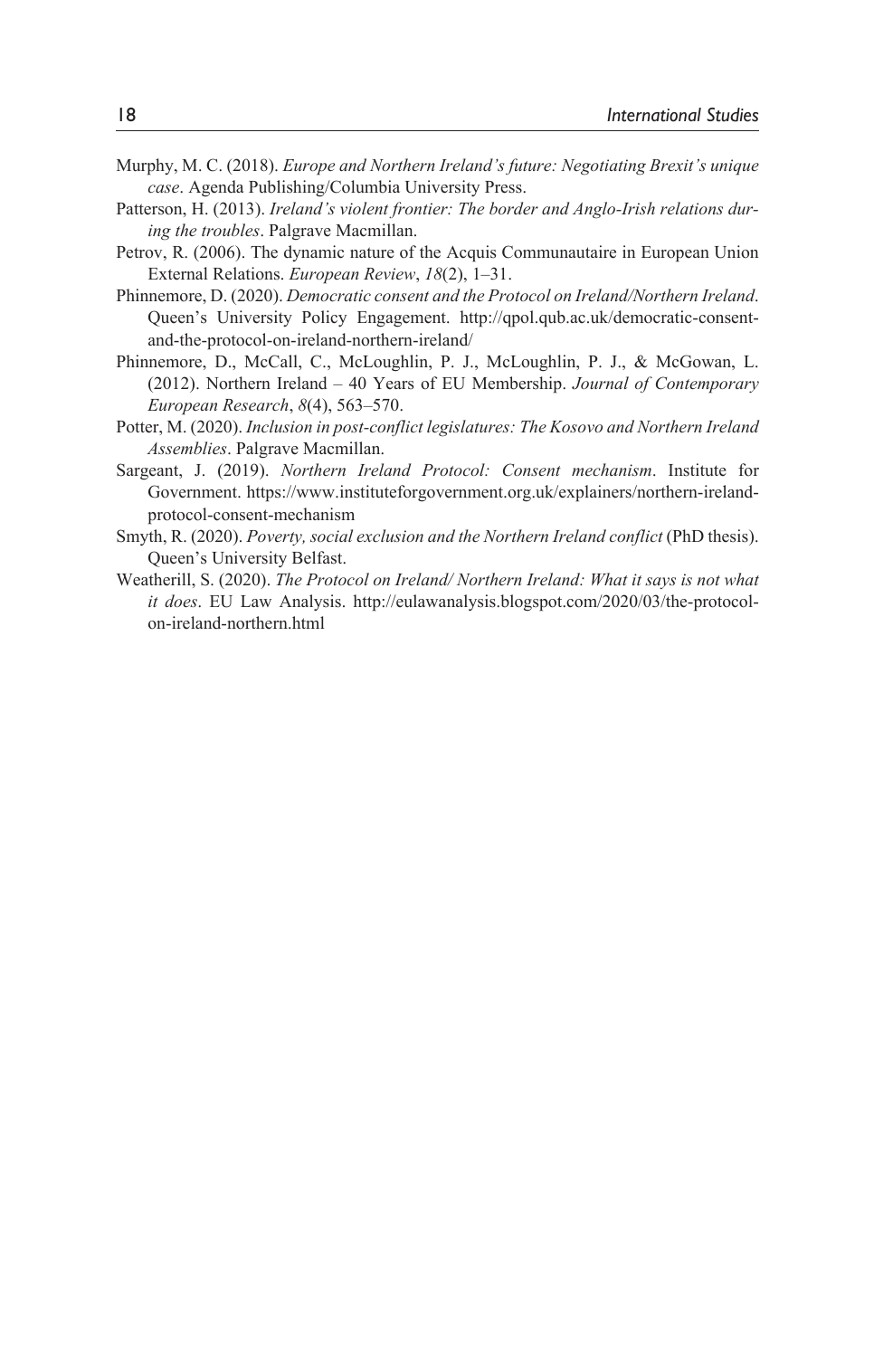Murphy, M. C. (2018). *Europe and Northern Ireland's future: Negotiating Brexit's unique case*. Agenda Publishing/Columbia University Press.

Patterson, H. (2013). *Ireland's violent frontier: The border and Anglo-Irish relations during the troubles*. Palgrave Macmillan.

Petrov, R. (2006). The dynamic nature of the Acquis Communautaire in European Union External Relations. *European Review*, *18*(2), 1–31.

Phinnemore, D. (2020). *Democratic consent and the Protocol on Ireland/Northern Ireland*. Queen's University Policy Engagement. http://qpol.qub.ac.uk/democratic-consent-and-the-protocol-on-ireland-northern-ireland/

Phinnemore, D., McCall, C., McLoughlin, P. J., McLoughlin, P. J., & McGowan, L. (2012). Northern Ireland – 40 Years of EU Membership. *Journal of Contemporary European Research*, *8*(4), 563–570.

Potter, M. (2020). *Inclusion in post-conflict legislatures: The Kosovo and Northern Ireland Assemblies*. Palgrave Macmillan.

Sargeant, J. (2019). *Northern Ireland Protocol: Consent mechanism*. Institute for Government. https://www.instituteforgovernment.org.uk/explainers/northern-ireland-protocol-consent-mechanism

Smyth, R. (2020). *Poverty, social exclusion and the Northern Ireland conflict* (PhD thesis). Queen's University Belfast.

Weatherill, S. (2020). *The Protocol on Ireland/ Northern Ireland: What it says is not what it does*. EU Law Analysis. http://eulawanalysis.blogspot.com/2020/03/the-protocol-on-ireland-northern.html